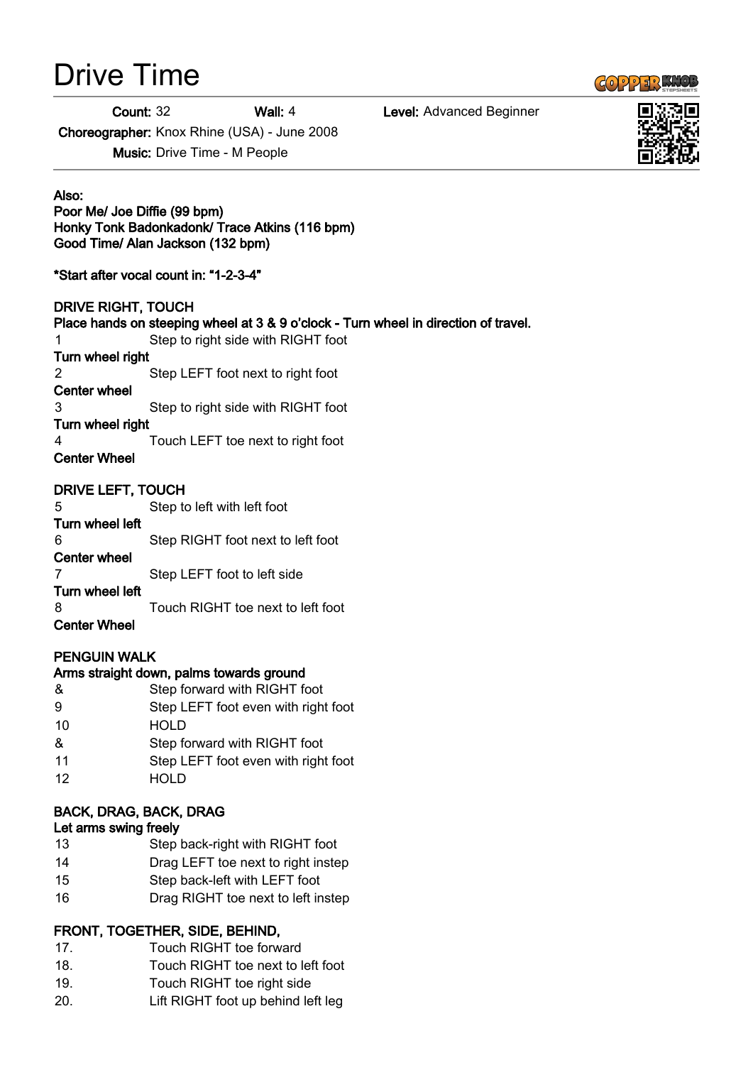# Drive Time

**Count:** 32 **Wall:** 4 **Level:** Advanced Beginner

**Choreographer:** Knox Rhine (USA) - June 2008

**Music:** Drive Time - M People

**Also:**
**Poor Me/ Joe Diffie (99 bpm)**
**Honky Tonk Badonkadonk/ Trace Atkins (116 bpm)**
**Good Time/ Alan Jackson (132 bpm)**

**\*Start after vocal count in: "1-2-3-4"**

**DRIVE RIGHT, TOUCH**
**Place hands on steeping wheel at 3 & 9 o'clock - Turn wheel in direction of travel.**

1 Step to right side with RIGHT foot
**Turn wheel right**
2 Step LEFT foot next to right foot
**Center wheel**
3 Step to right side with RIGHT foot
**Turn wheel right**
4 Touch LEFT toe next to right foot
**Center Wheel**

**DRIVE LEFT, TOUCH**

5 Step to left with left foot
**Turn wheel left**
6 Step RIGHT foot next to left foot
**Center wheel**
7 Step LEFT foot to left side
**Turn wheel left**
8 Touch RIGHT toe next to left foot
**Center Wheel**

**PENGUIN WALK**
**Arms straight down, palms towards ground**

& Step forward with RIGHT foot
9 Step LEFT foot even with right foot
10 HOLD
& Step forward with RIGHT foot
11 Step LEFT foot even with right foot
12 HOLD

**BACK, DRAG, BACK, DRAG**
**Let arms swing freely**

13 Step back-right with RIGHT foot
14 Drag LEFT toe next to right instep
15 Step back-left with LEFT foot
16 Drag RIGHT toe next to left instep

**FRONT, TOGETHER, SIDE, BEHIND,**

17. Touch RIGHT toe forward
18. Touch RIGHT toe next to left foot
19. Touch RIGHT toe right side
20. Lift RIGHT foot up behind left leg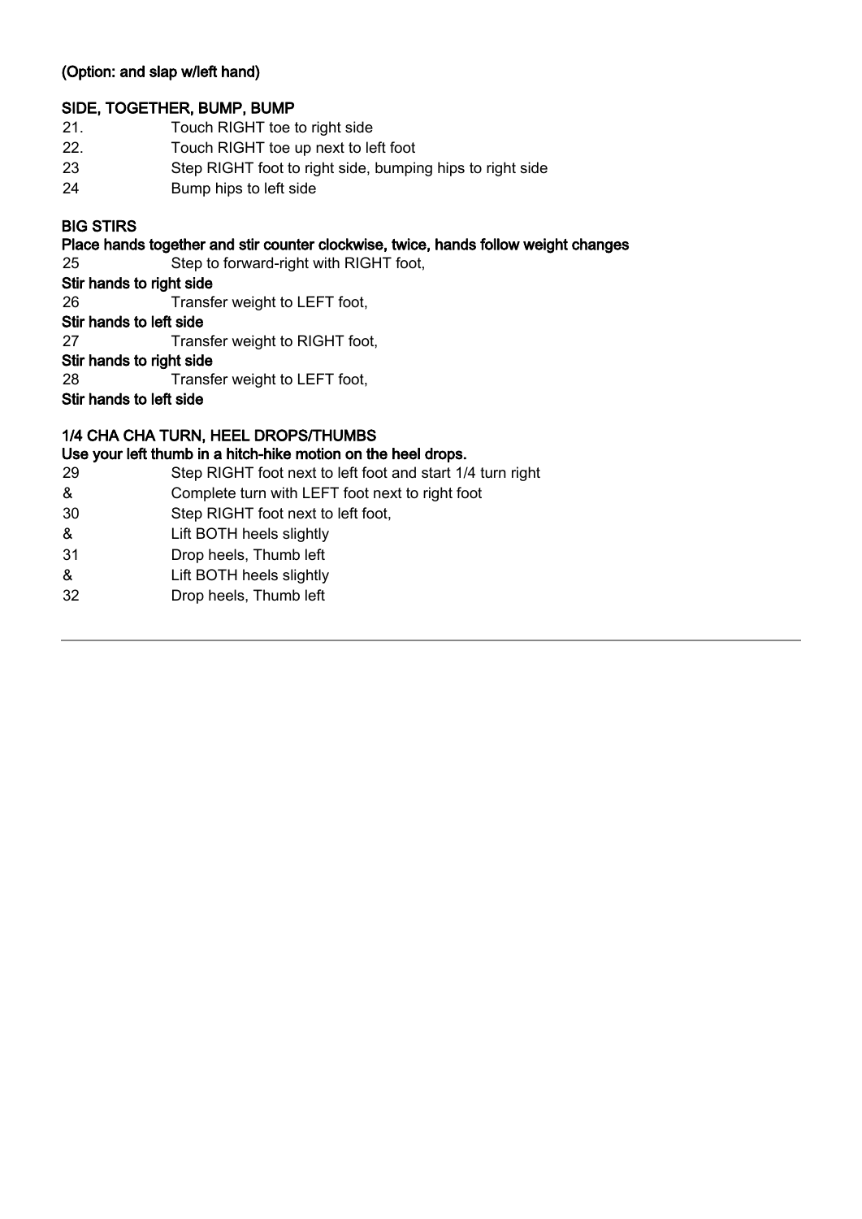**(Option: and slap w/left hand)**

**SIDE, TOGETHER, BUMP, BUMP**

| | |
|---|---|
| 21. | Touch RIGHT toe to right side |
| 22. | Touch RIGHT toe up next to left foot |
| 23 | Step RIGHT foot to right side, bumping hips to right side |
| 24 | Bump hips to left side |

**BIG STIRS**

**Place hands together and stir counter clockwise, twice, hands follow weight changes**

25 Step to forward-right with RIGHT foot,

**Stir hands to right side**

26 Transfer weight to LEFT foot,

**Stir hands to left side**

27 Transfer weight to RIGHT foot,

**Stir hands to right side**

28 Transfer weight to LEFT foot,

**Stir hands to left side**

**1/4 CHA CHA TURN, HEEL DROPS/THUMBS**

**Use your left thumb in a hitch-hike motion on the heel drops.**

| | |
|---|---|
| 29 | Step RIGHT foot next to left foot and start 1/4 turn right |
| & | Complete turn with LEFT foot next to right foot |
| 30 | Step RIGHT foot next to left foot, |
| & | Lift BOTH heels slightly |
| 31 | Drop heels, Thumb left |
| & | Lift BOTH heels slightly |
| 32 | Drop heels, Thumb left |

---